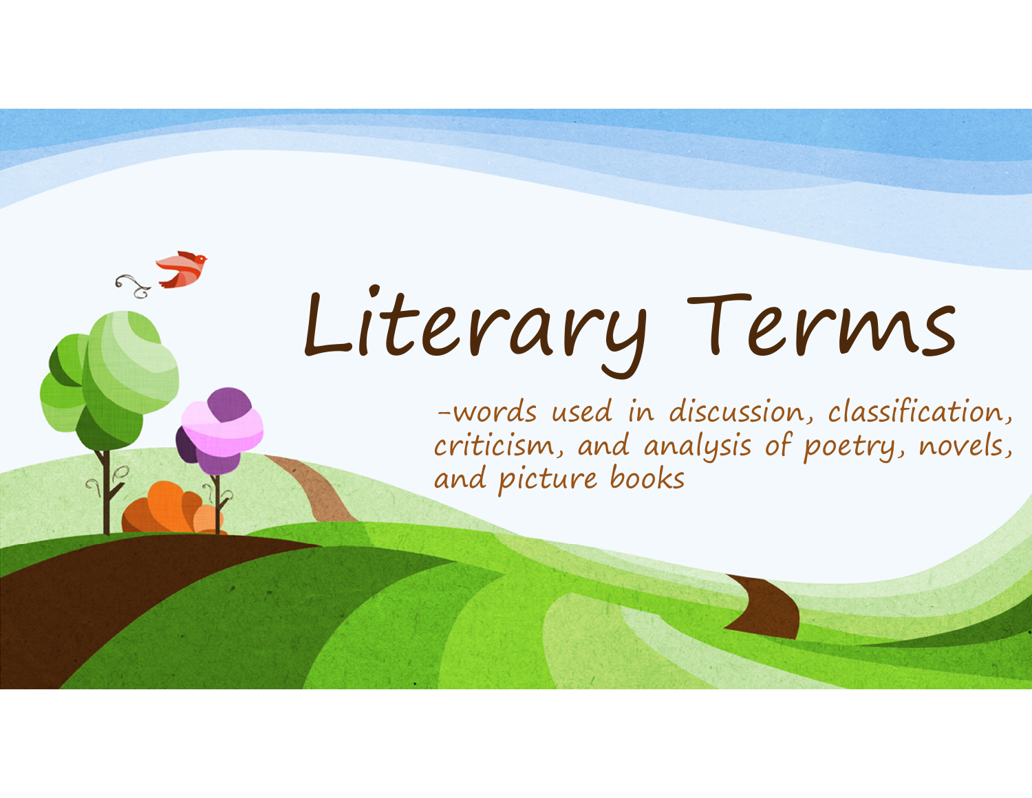# Literary Terms

-words used in discussion, classification, criticism, and analysis of poetry, novels, and picture books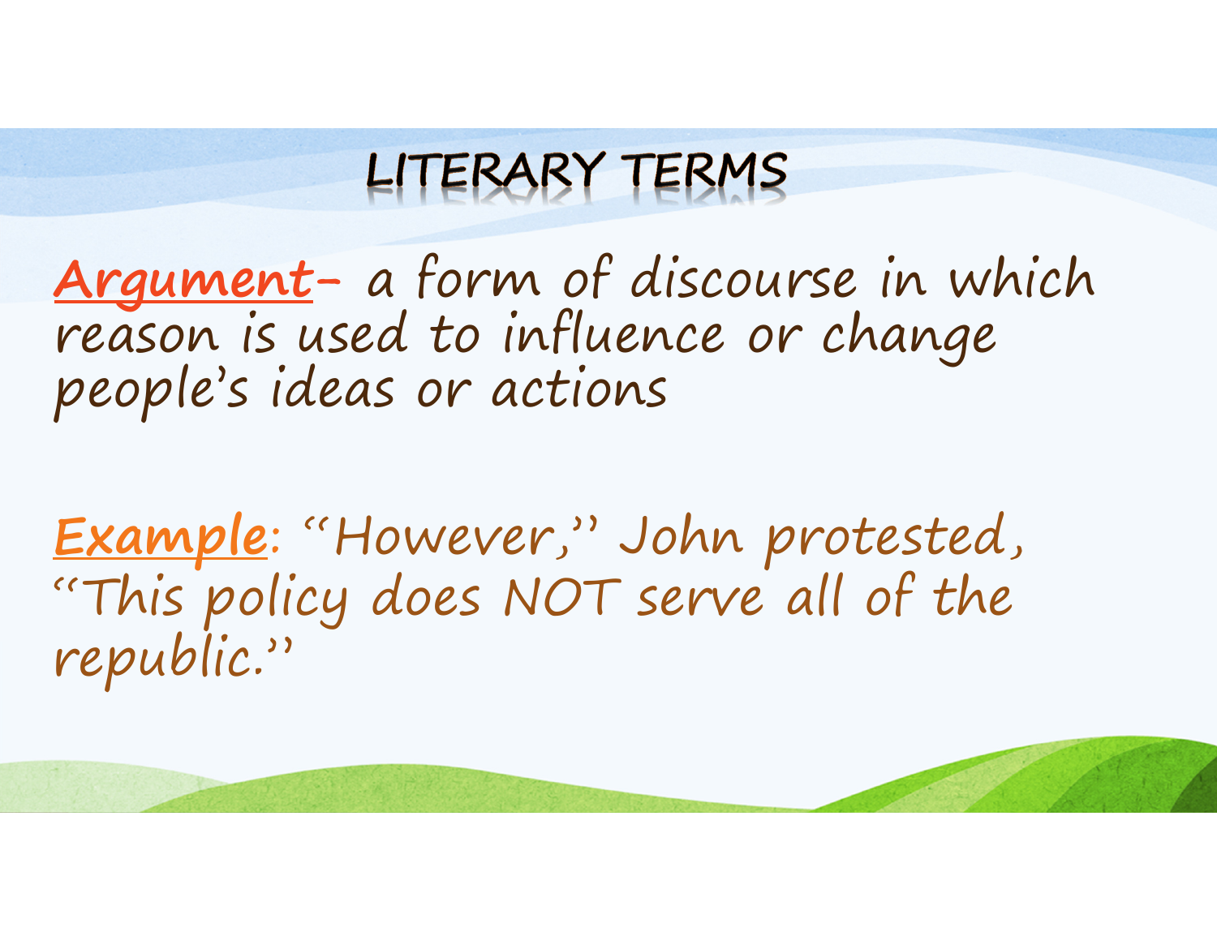# LITERARY TERMS

**Argument**- a form of discourse in which reason is used to influence or change people's ideas or actions

**Example**: "However," John protested, "This policy does NOT serve all of the republic."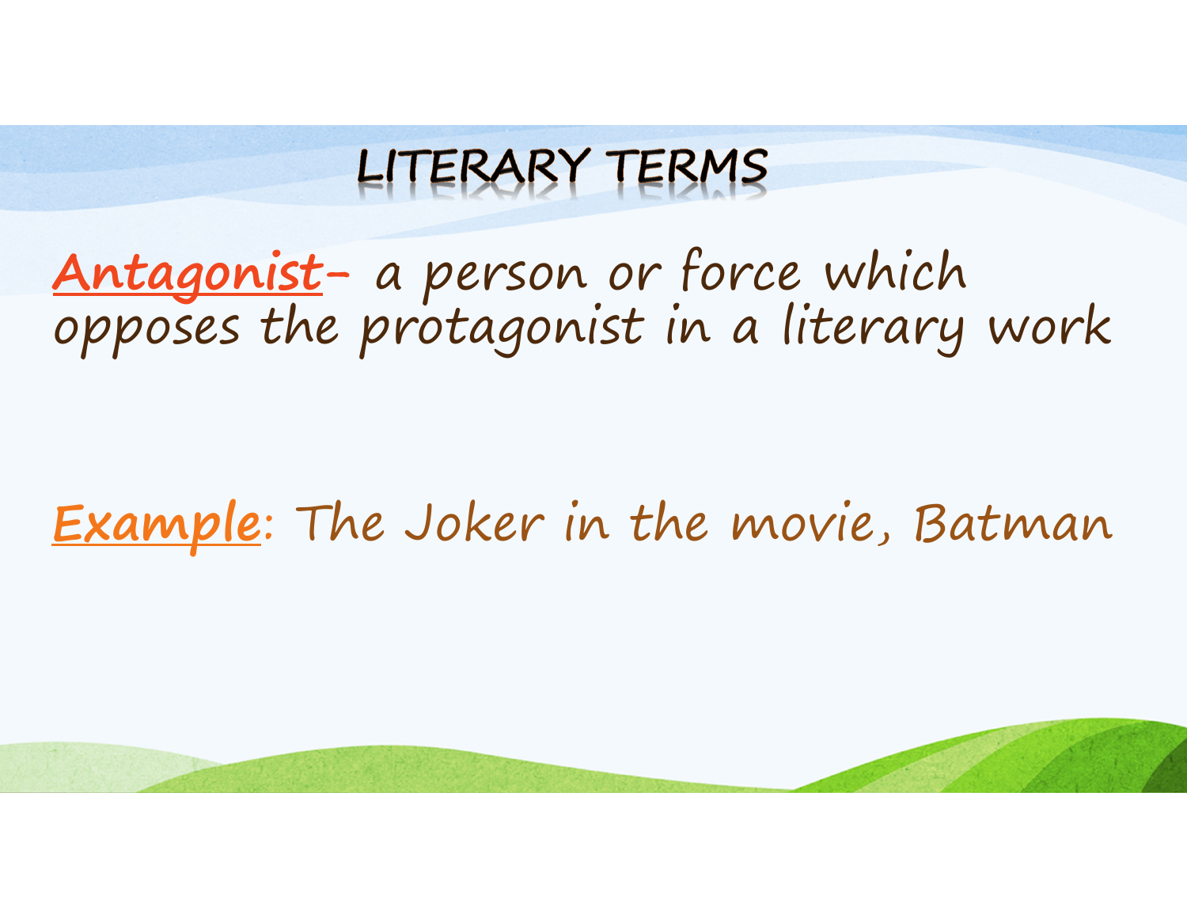# LITERARY TERMS

**Antagonist**- a person or force which opposes the protagonist in a literary work

**Example**: The Joker in the movie, Batman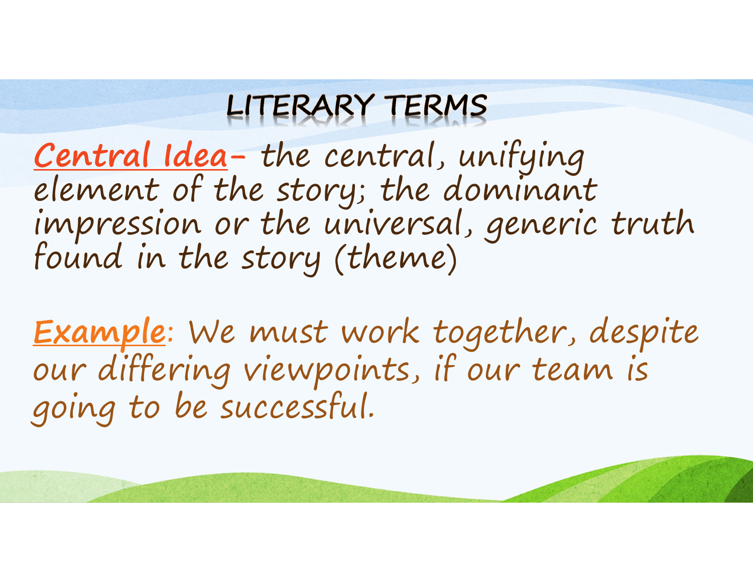# LITERARY TERMS

**Central Idea**- the central, unifying element of the story; the dominant impression or the universal, generic truth found in the story (theme)

**Example**: We must work together, despite our differing viewpoints, if our team is going to be successful.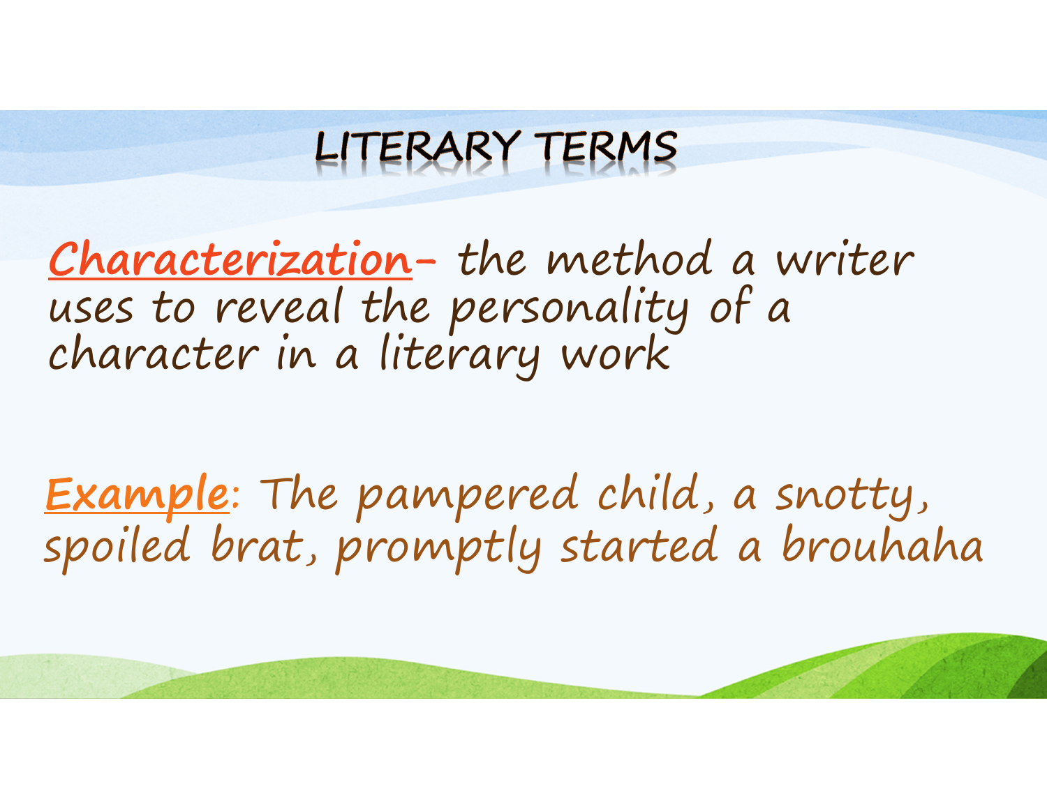# LITERARY TERMS

**Characterization**- the method a writer uses to reveal the personality of a character in a literary work

**Example**: The pampered child, a snotty, spoiled brat, promptly started a brouhaha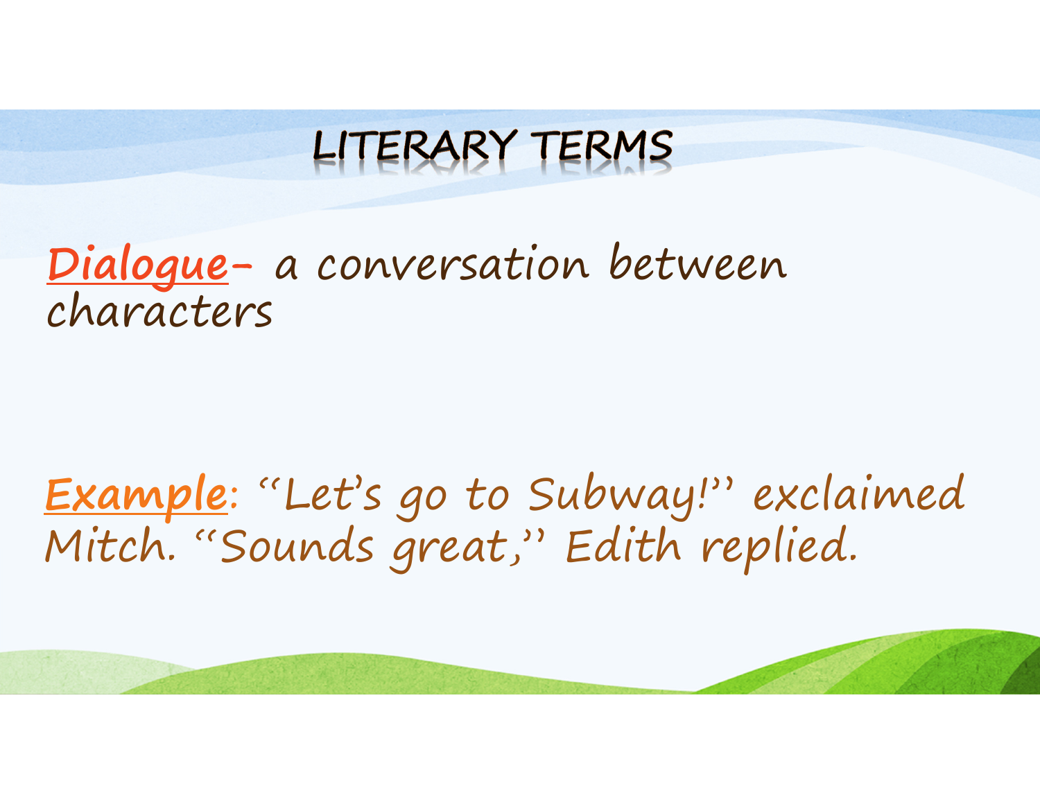# LITERARY TERMS

**Dialogue**- a conversation between characters

**Example**: "Let's go to Subway!" exclaimed Mitch. "Sounds great," Edith replied.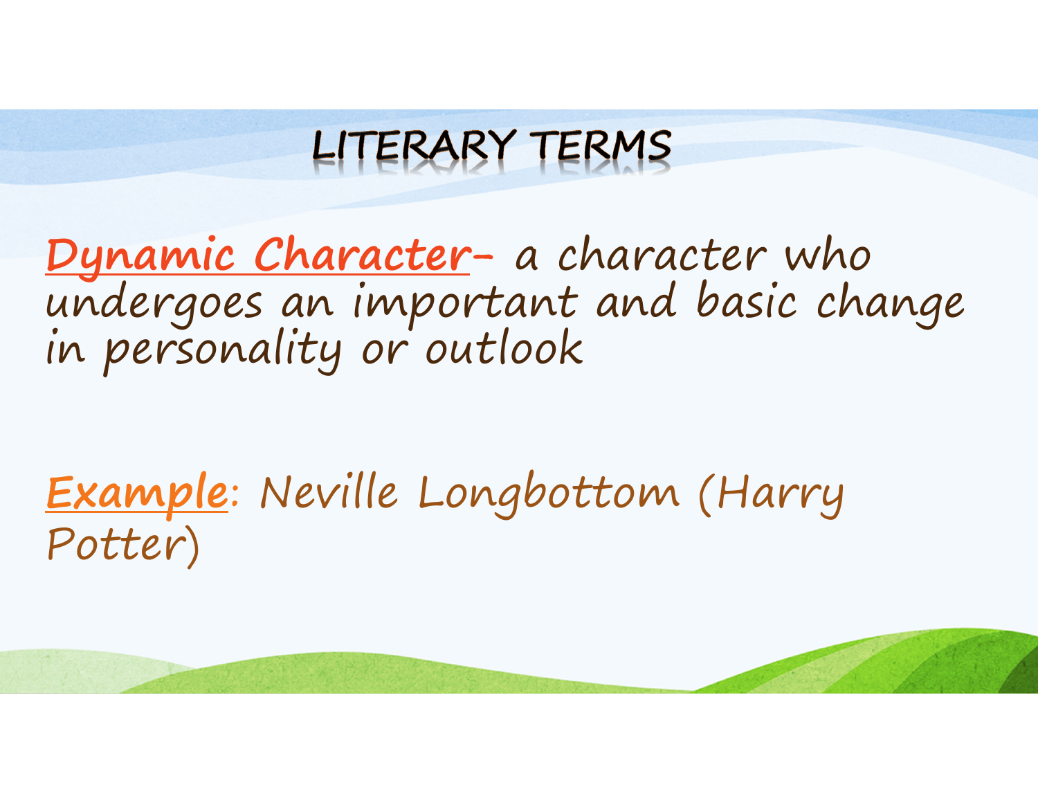# LITERARY TERMS

**Dynamic Character**- a character who undergoes an important and basic change in personality or outlook

**Example**: Neville Longbottom (Harry Potter)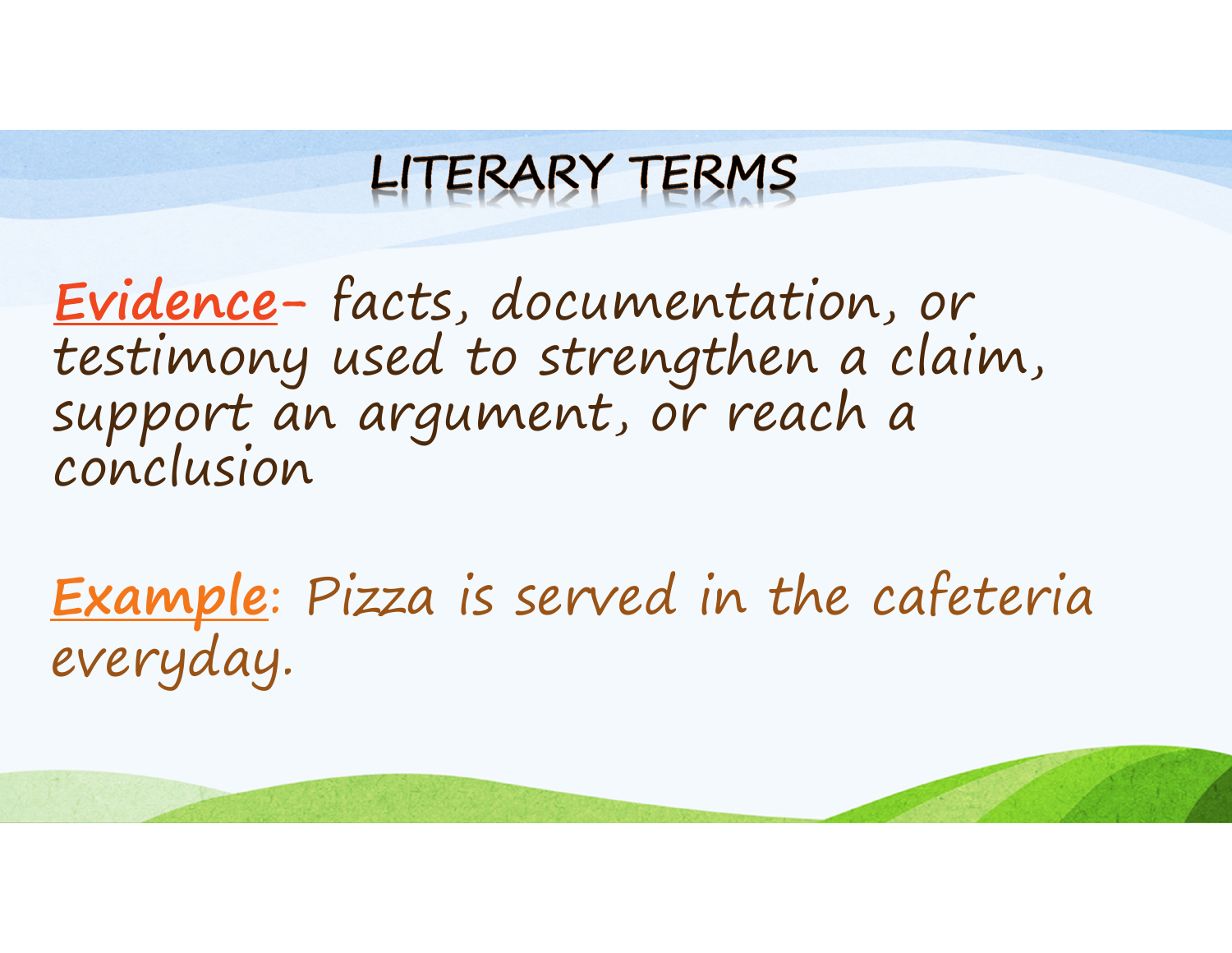# LITERARY TERMS

**Evidence**- facts, documentation, or testimony used to strengthen a claim, support an argument, or reach a conclusion

**Example**: *Pizza is served in the cafeteria everyday.*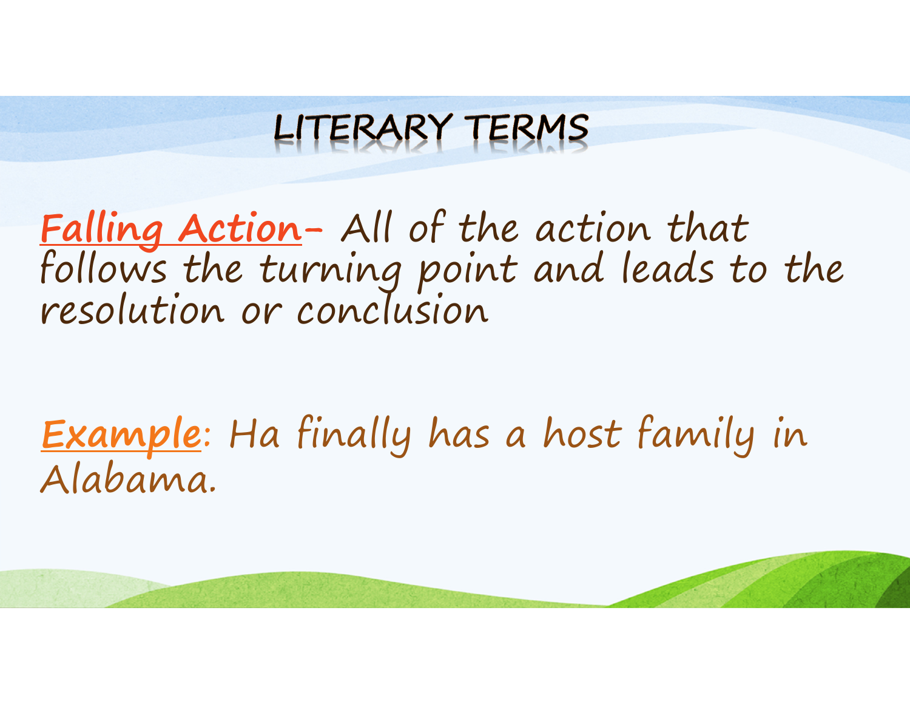# LITERARY TERMS

**Falling Action**- All of the action that follows the turning point and leads to the resolution or conclusion

**Example**: Ha finally has a host family in Alabama.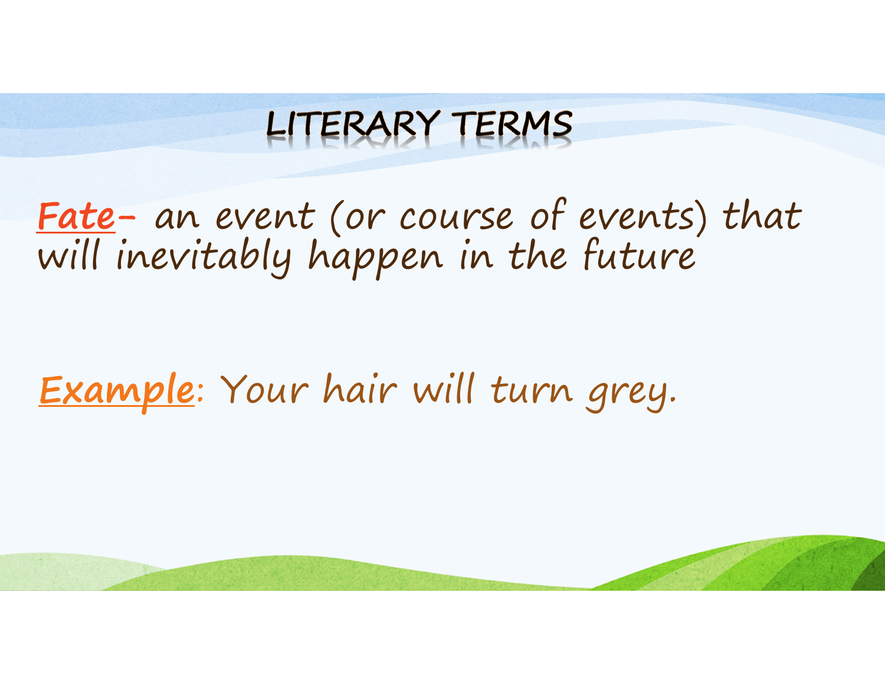# LITERARY TERMS

**Fate-** an event (or course of events) that will inevitably happen in the future

**Example**: Your hair will turn grey.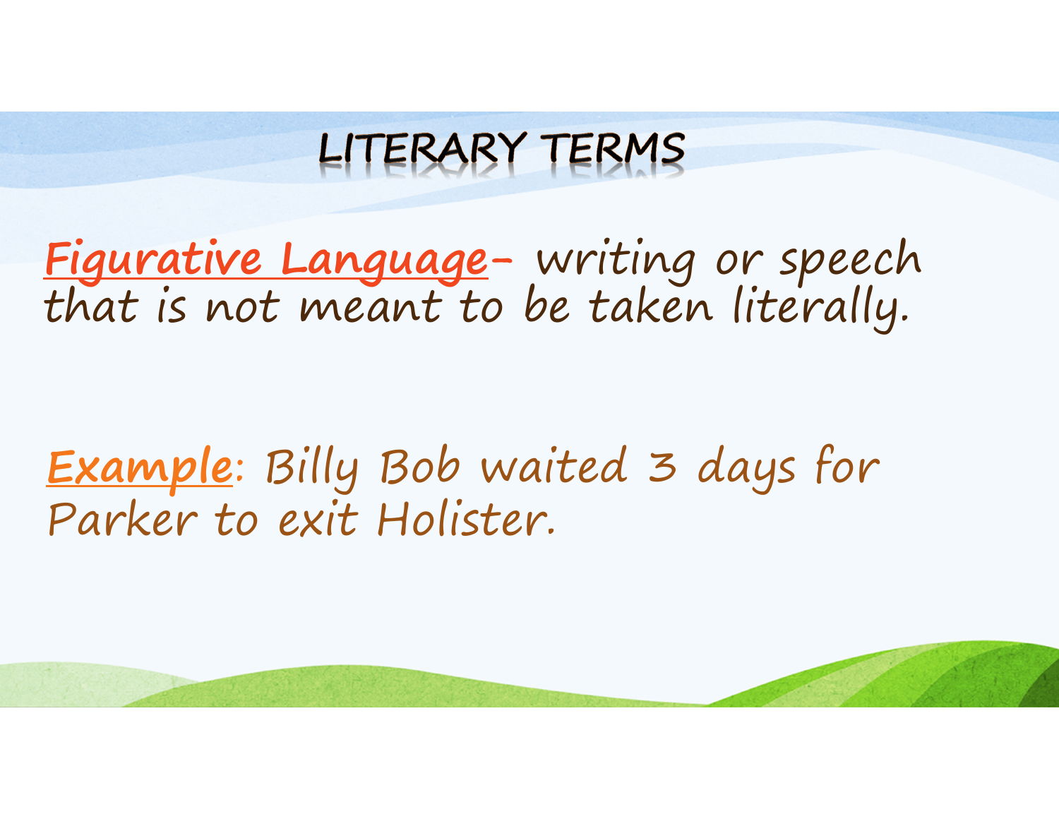# LITERARY TERMS

**Figurative Language**- writing or speech that is not meant to be taken literally.

**Example**: Billy Bob waited 3 days for Parker to exit Holister.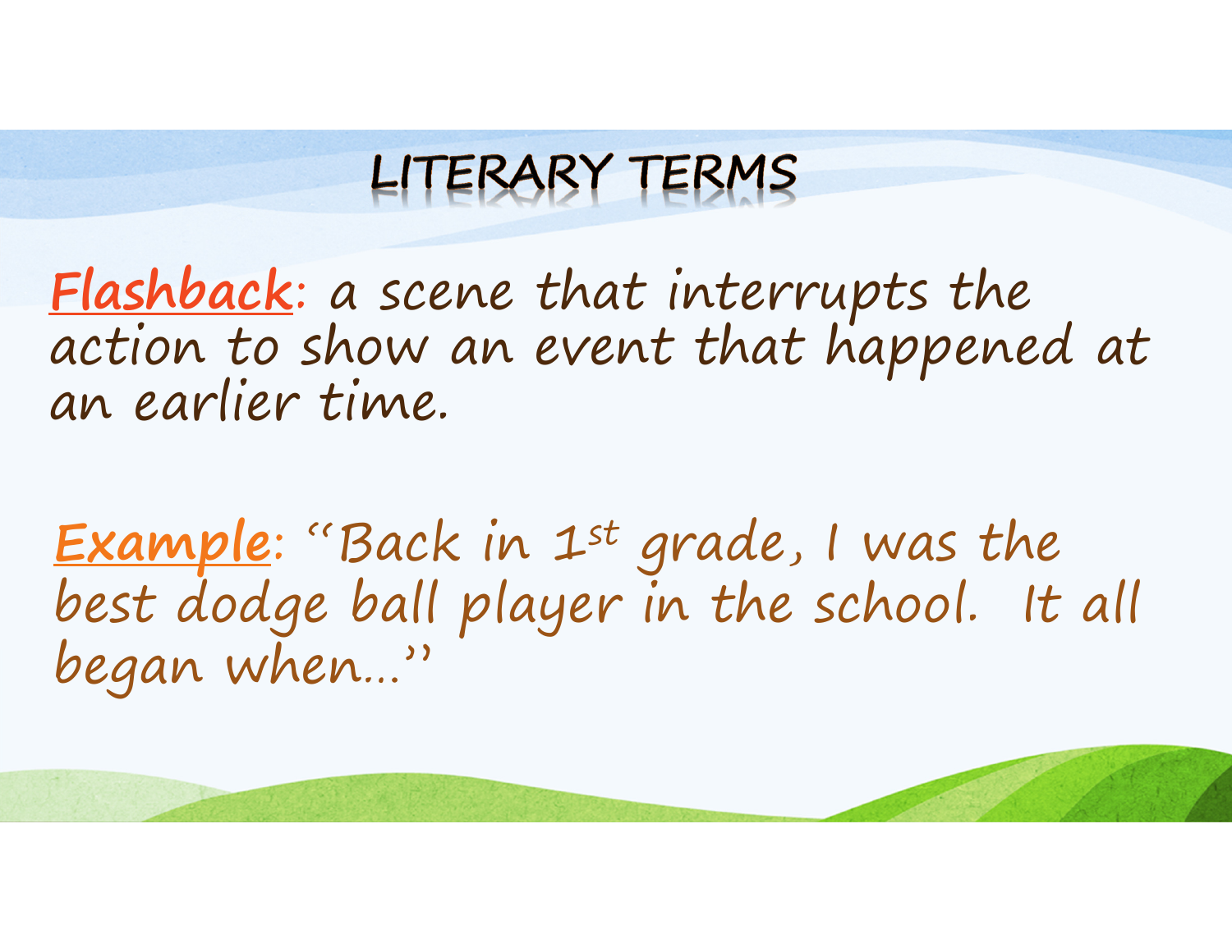# LITERARY TERMS

**Flashback**: a scene that interrupts the action to show an event that happened at an earlier time.

**Example**: "Back in 1st grade, I was the best dodge ball player in the school. It all began when…"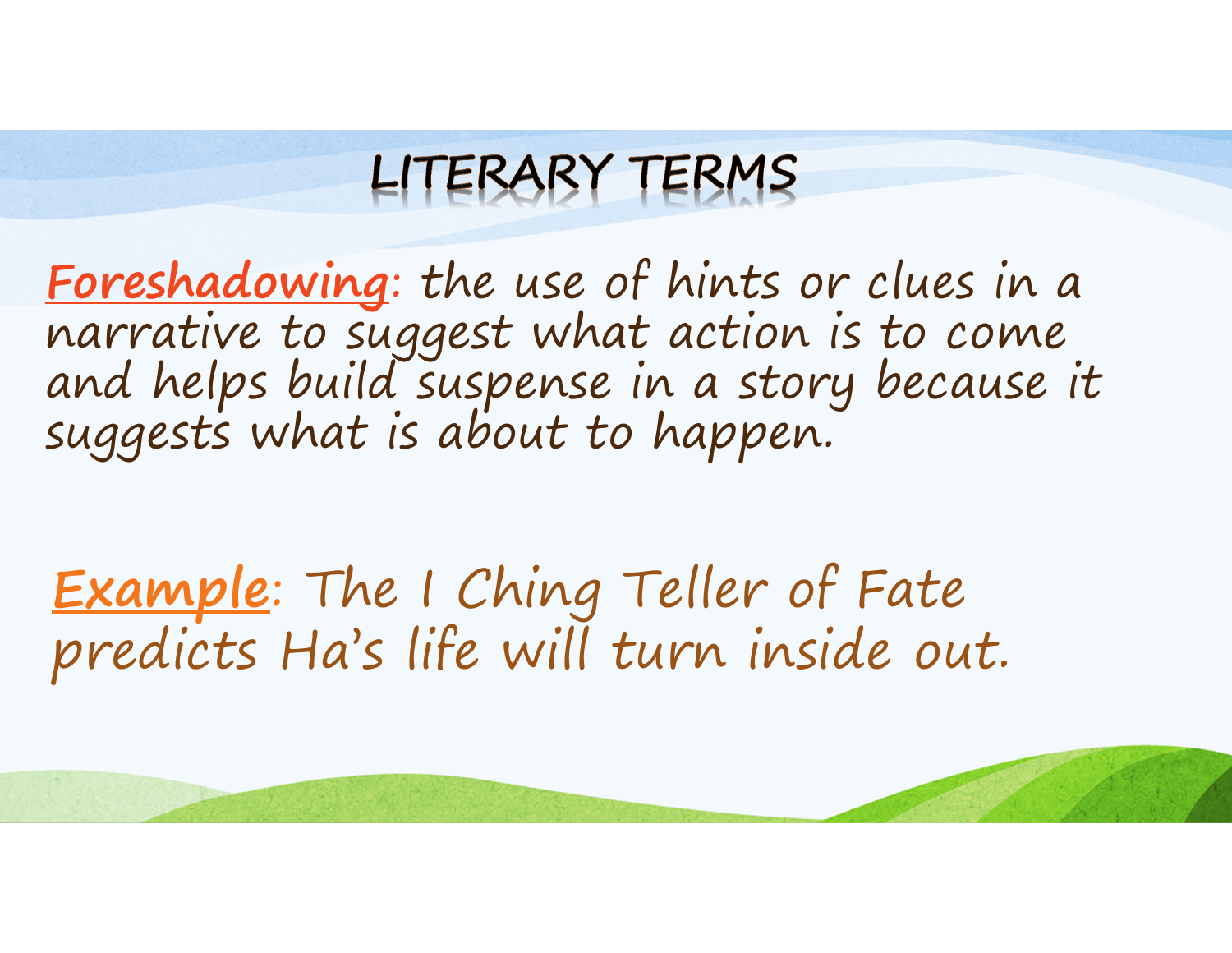# LITERARY TERMS

**Foreshadowing**: the use of hints or clues in a narrative to suggest what action is to come and helps build suspense in a story because it suggests what is about to happen.

**Example**: The I Ching Teller of Fate predicts Ha's life will turn inside out.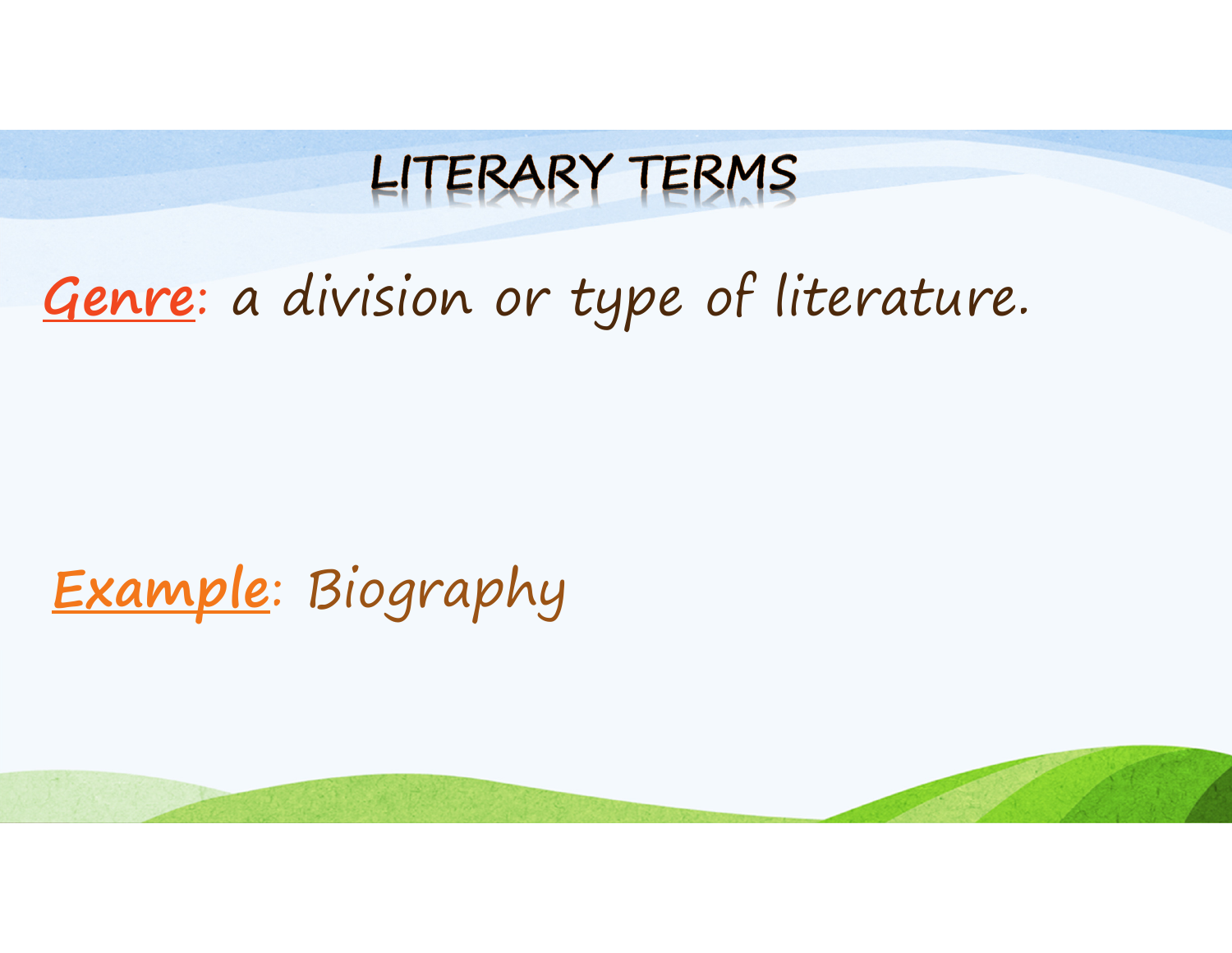# LITERARY TERMS

**Genre**: a division or type of literature.

**Example**: Biography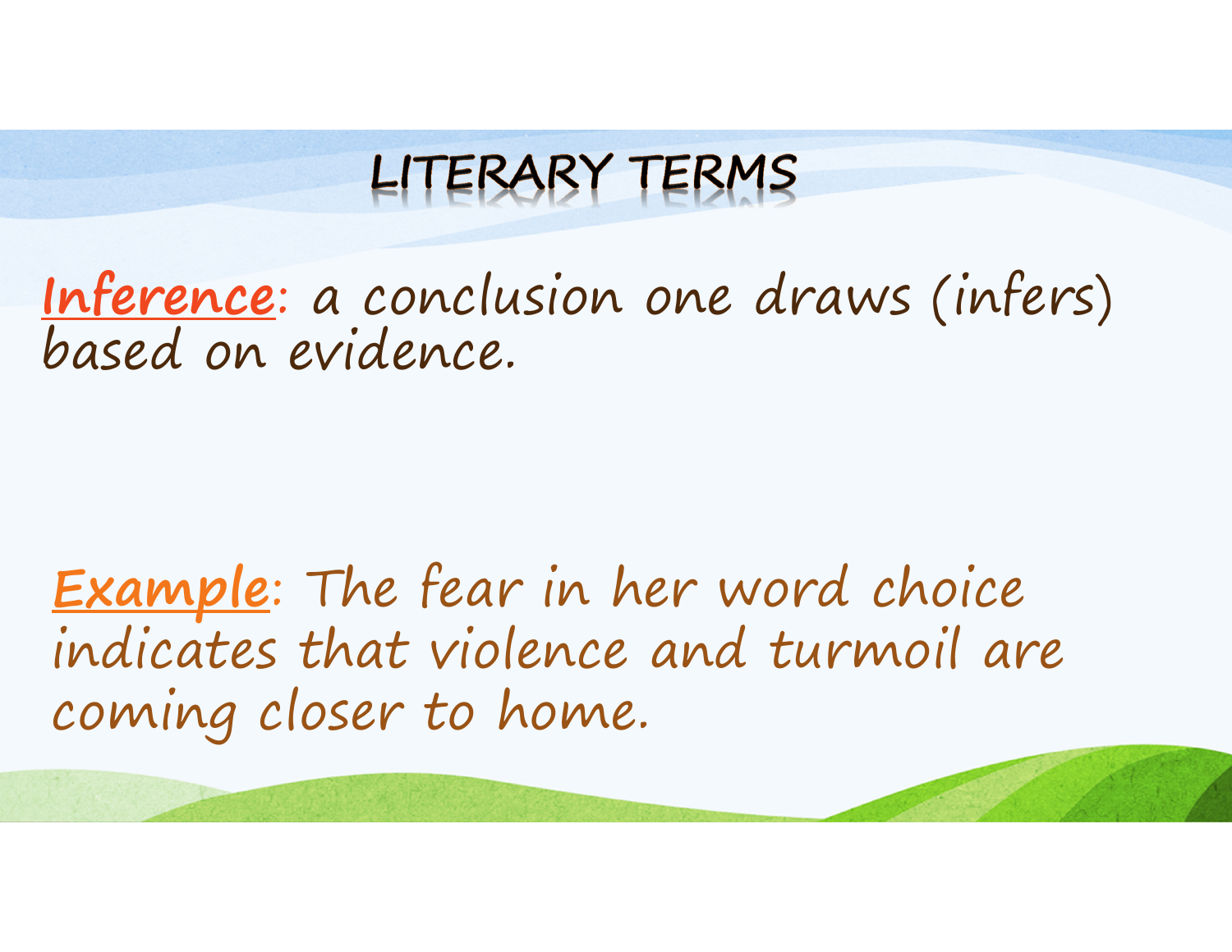# LITERARY TERMS

**Inference**: a conclusion one draws (infers) based on evidence.

**Example**: The fear in her word choice indicates that violence and turmoil are coming closer to home.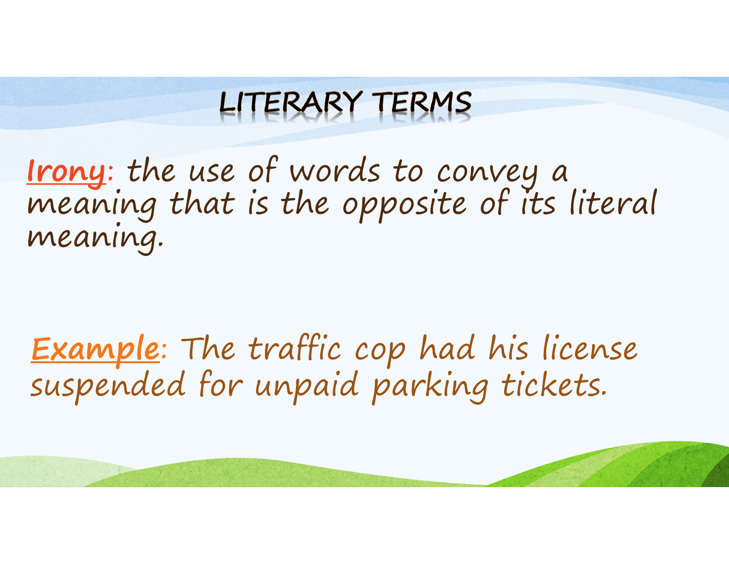# LITERARY TERMS

**Irony**: the use of words to convey a meaning that is the opposite of its literal meaning.

**Example**: The traffic cop had his license suspended for unpaid parking tickets.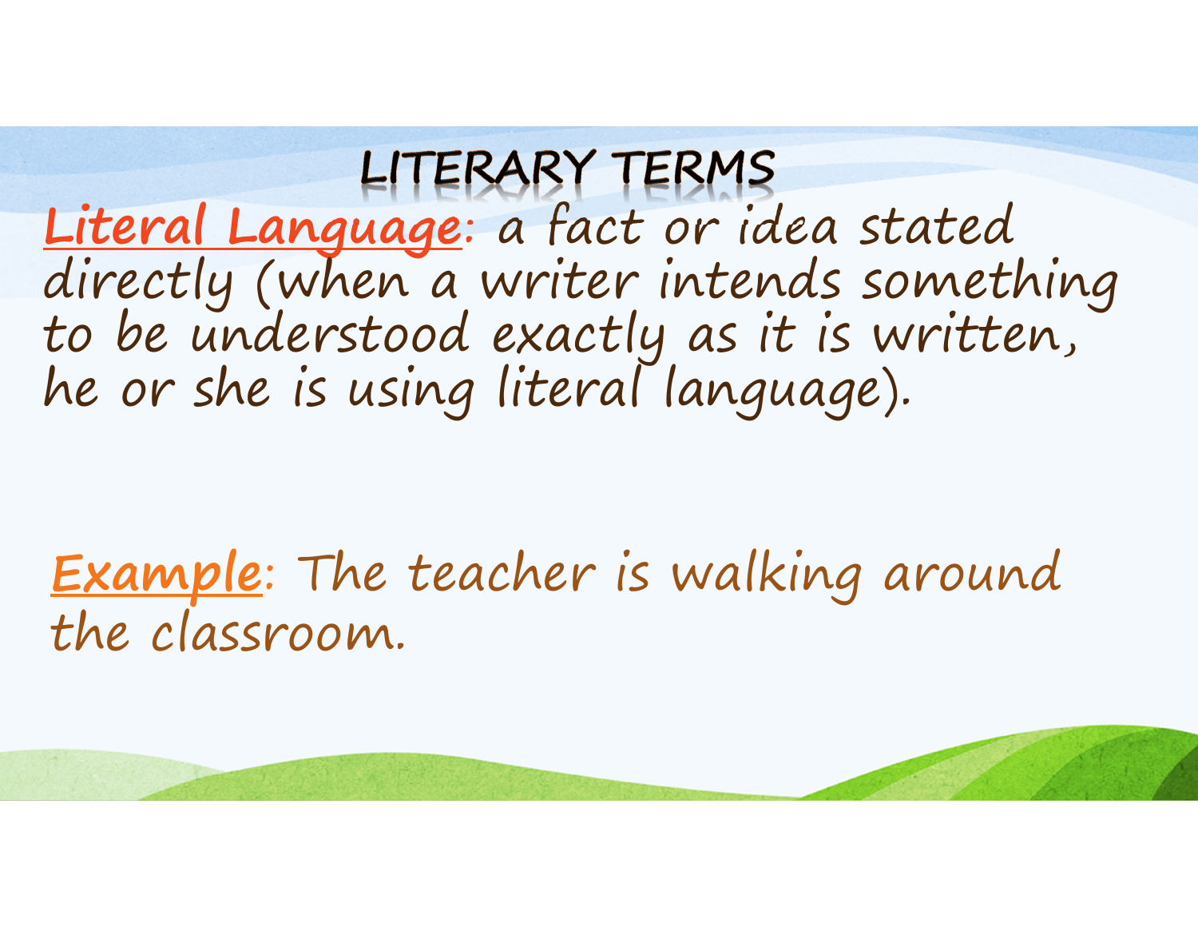# LITERARY TERMS

**Literal Language**: a fact or idea stated directly (when a writer intends something to be understood exactly as it is written, he or she is using literal language).

**Example**: The teacher is walking around the classroom.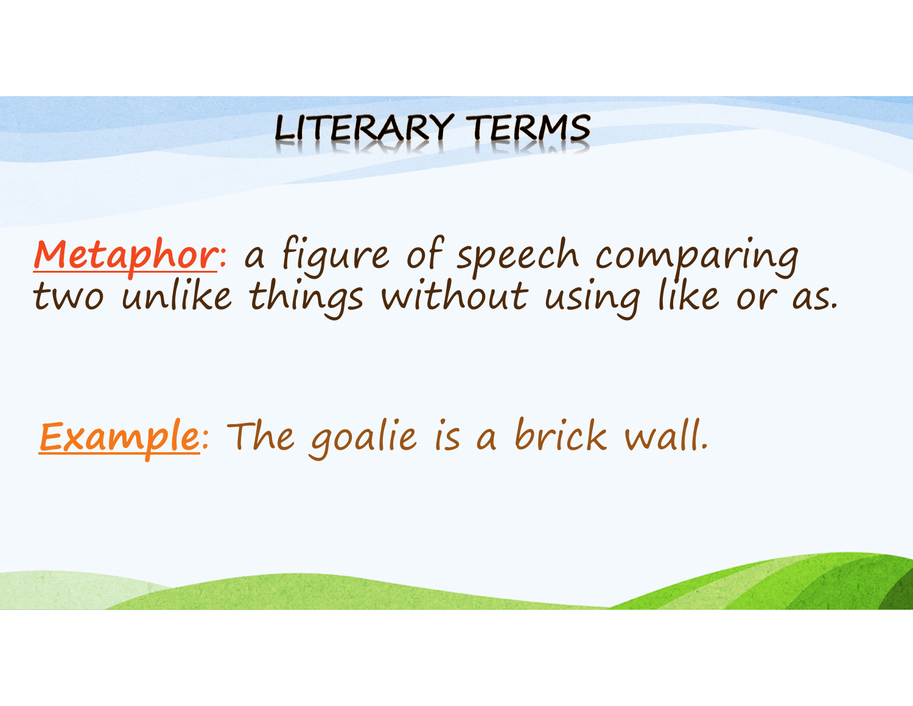# LITERARY TERMS

**Metaphor**: a figure of speech comparing two unlike things without using like or as.

**Example**: The goalie is a brick wall.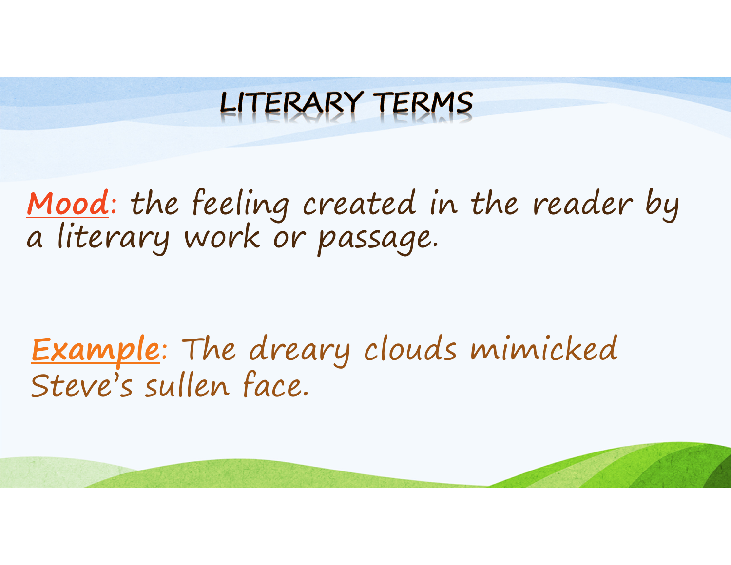# LITERARY TERMS

**Mood**: the feeling created in the reader by a literary work or passage.

**Example**: The dreary clouds mimicked Steve's sullen face.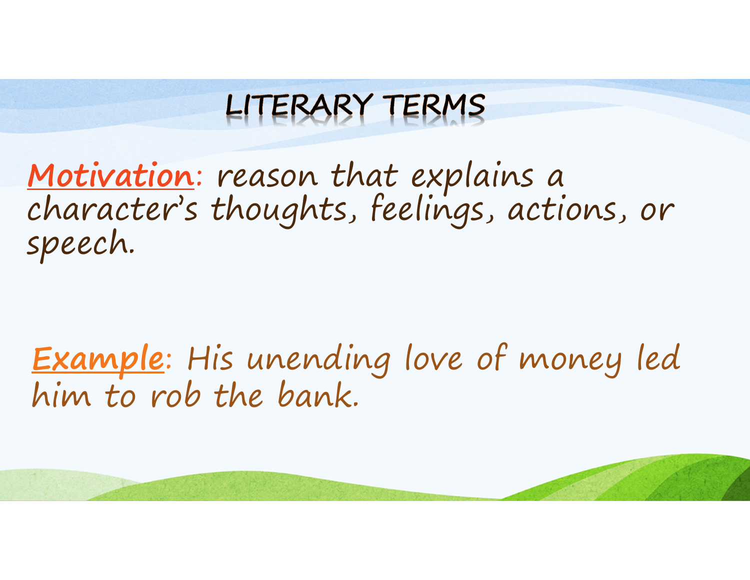# LITERARY TERMS

**Motivation**: reason that explains a character's thoughts, feelings, actions, or speech.

**Example**: His unending love of money led him to rob the bank.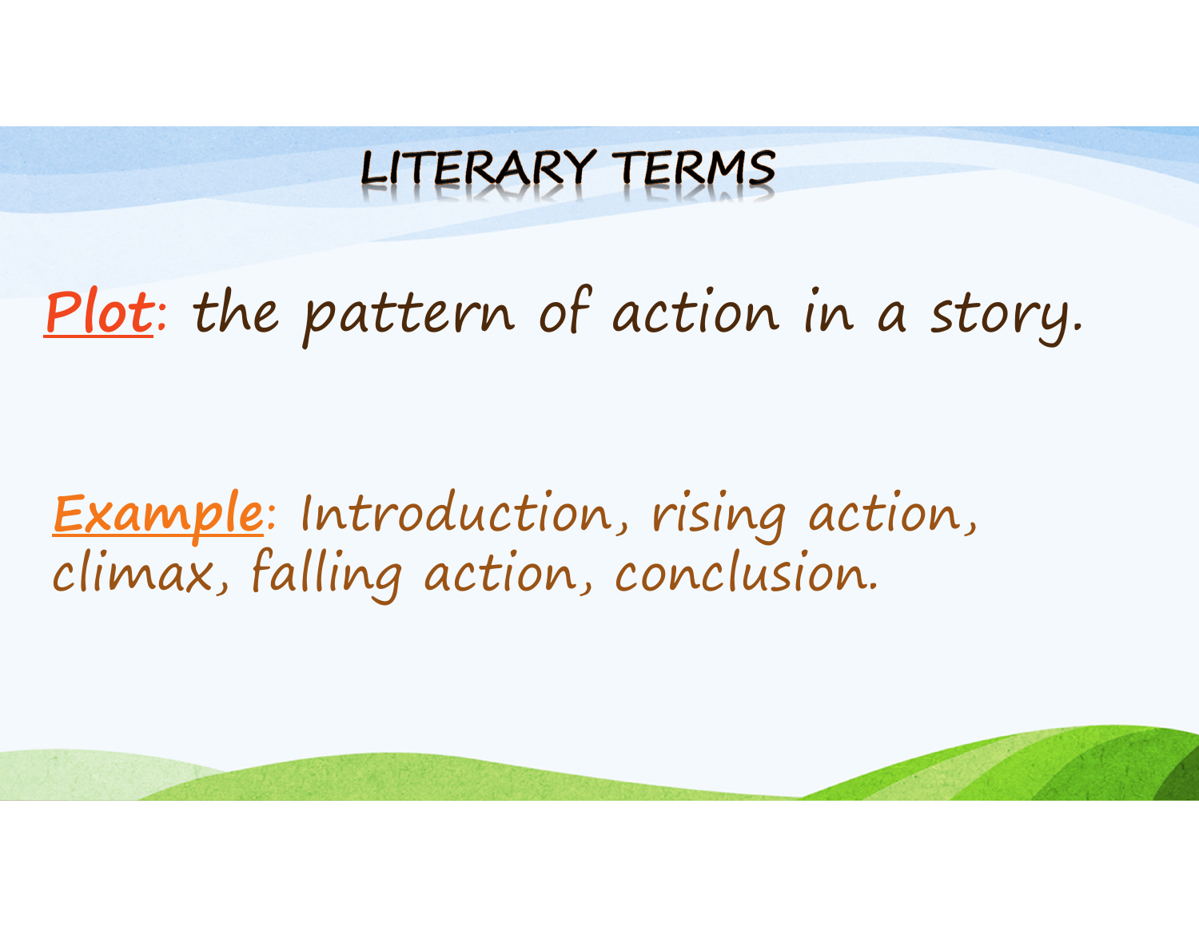# LITERARY TERMS

**Plot**: the pattern of action in a story.

**Example**: Introduction, rising action, climax, falling action, conclusion.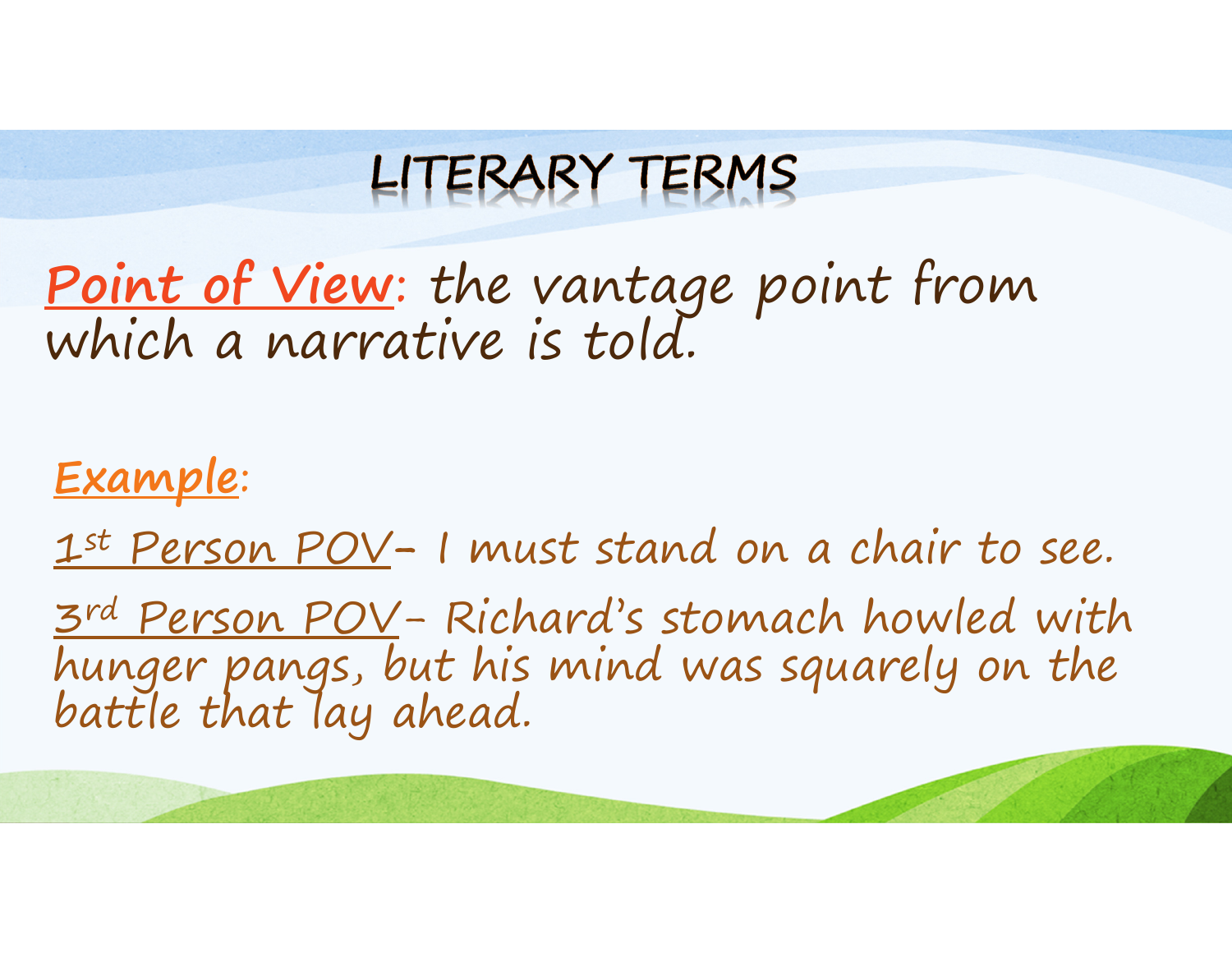# LITERARY TERMS

**Point of View**: the vantage point from which a narrative is told.

**Example**:

1st Person POV- I must stand on a chair to see.

3rd Person POV- Richard's stomach howled with hunger pangs, but his mind was squarely on the battle that lay ahead.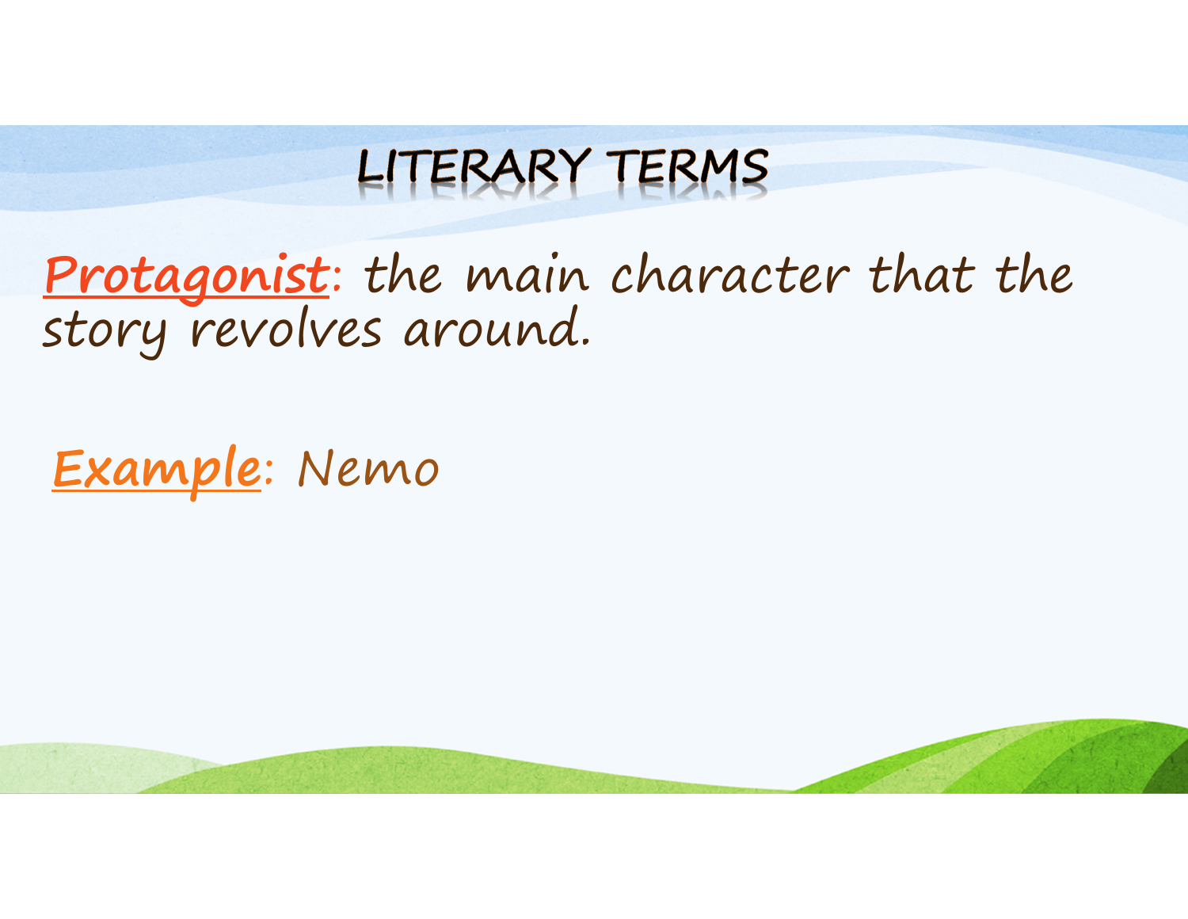# LITERARY TERMS

**Protagonist**: the main character that the story revolves around.

**Example**: Nemo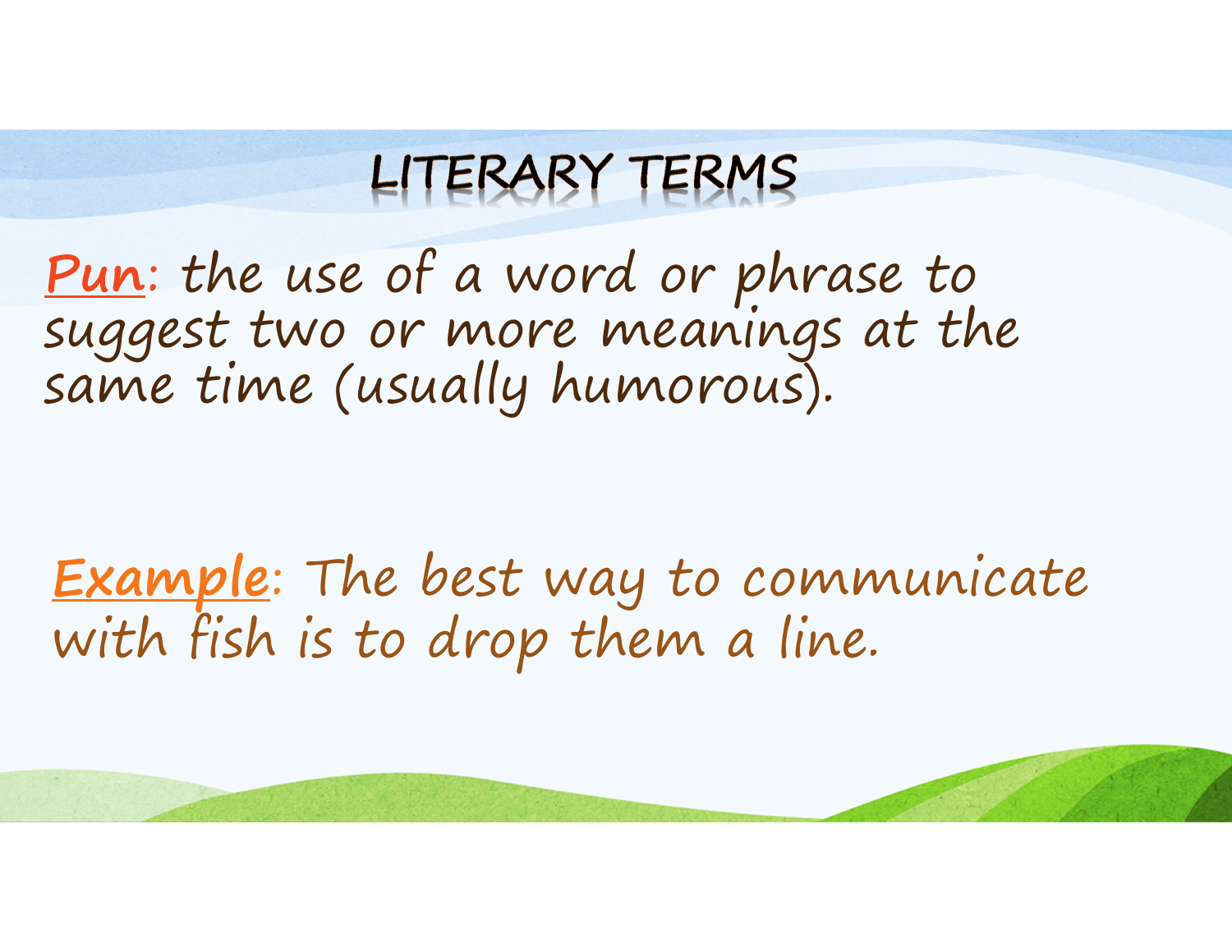# LITERARY TERMS

**Pun**: the use of a word or phrase to suggest two or more meanings at the same time (usually humorous).

**Example**: The best way to communicate with fish is to drop them a line.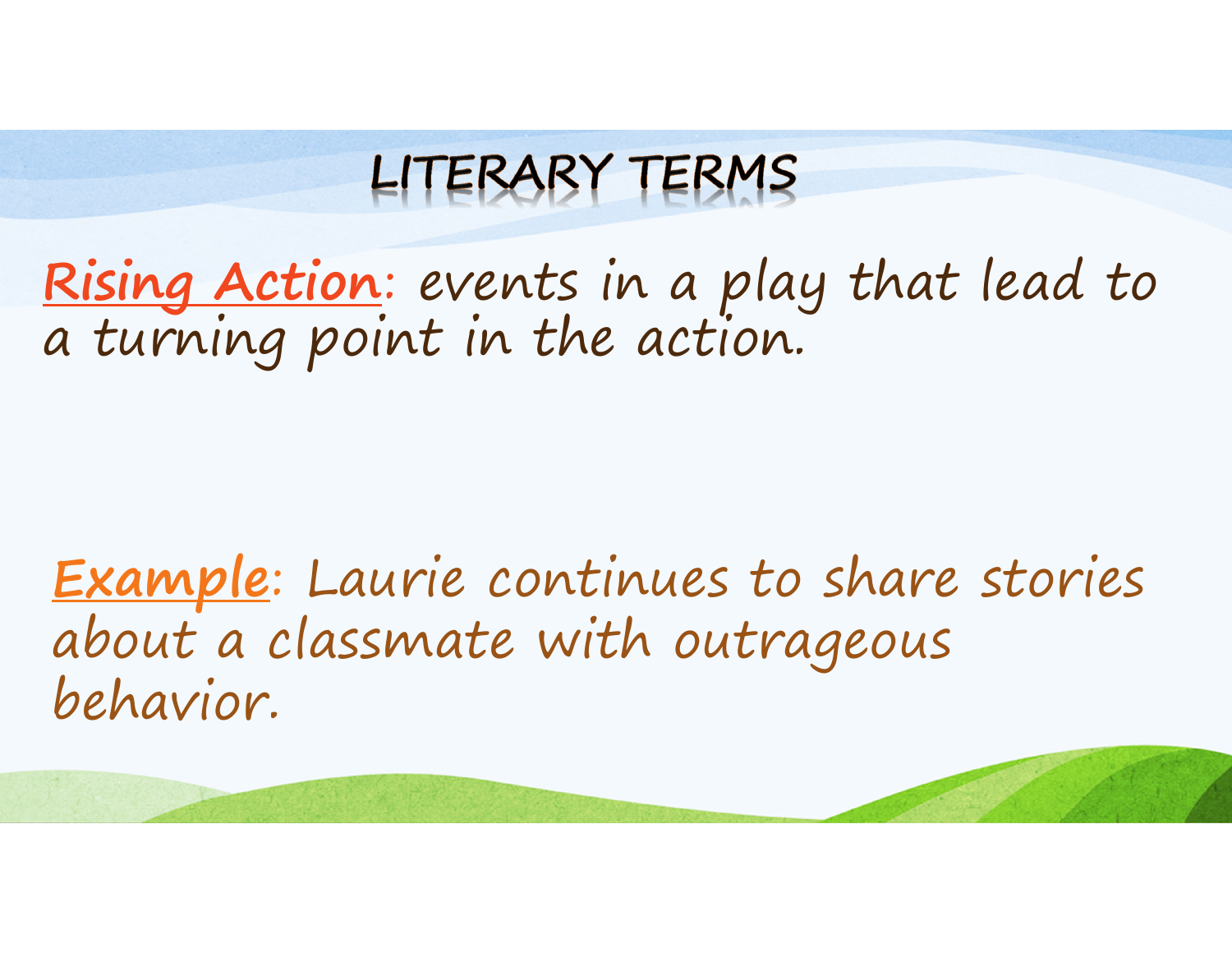# LITERARY TERMS

**Rising Action**: events in a play that lead to a turning point in the action.

**Example**: Laurie continues to share stories about a classmate with outrageous behavior.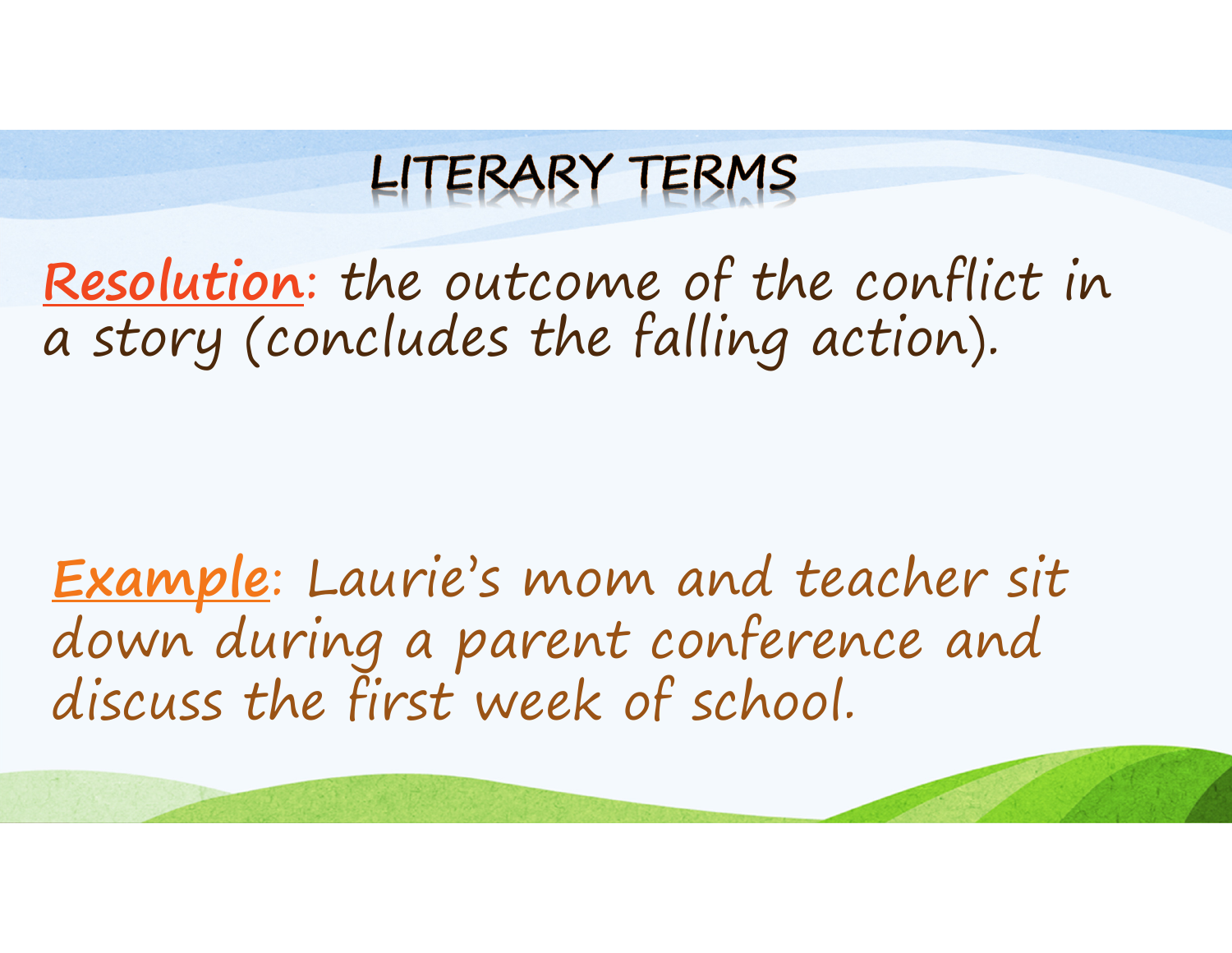# LITERARY TERMS

**Resolution**: the outcome of the conflict in a story (concludes the falling action).

**Example**: Laurie's mom and teacher sit down during a parent conference and discuss the first week of school.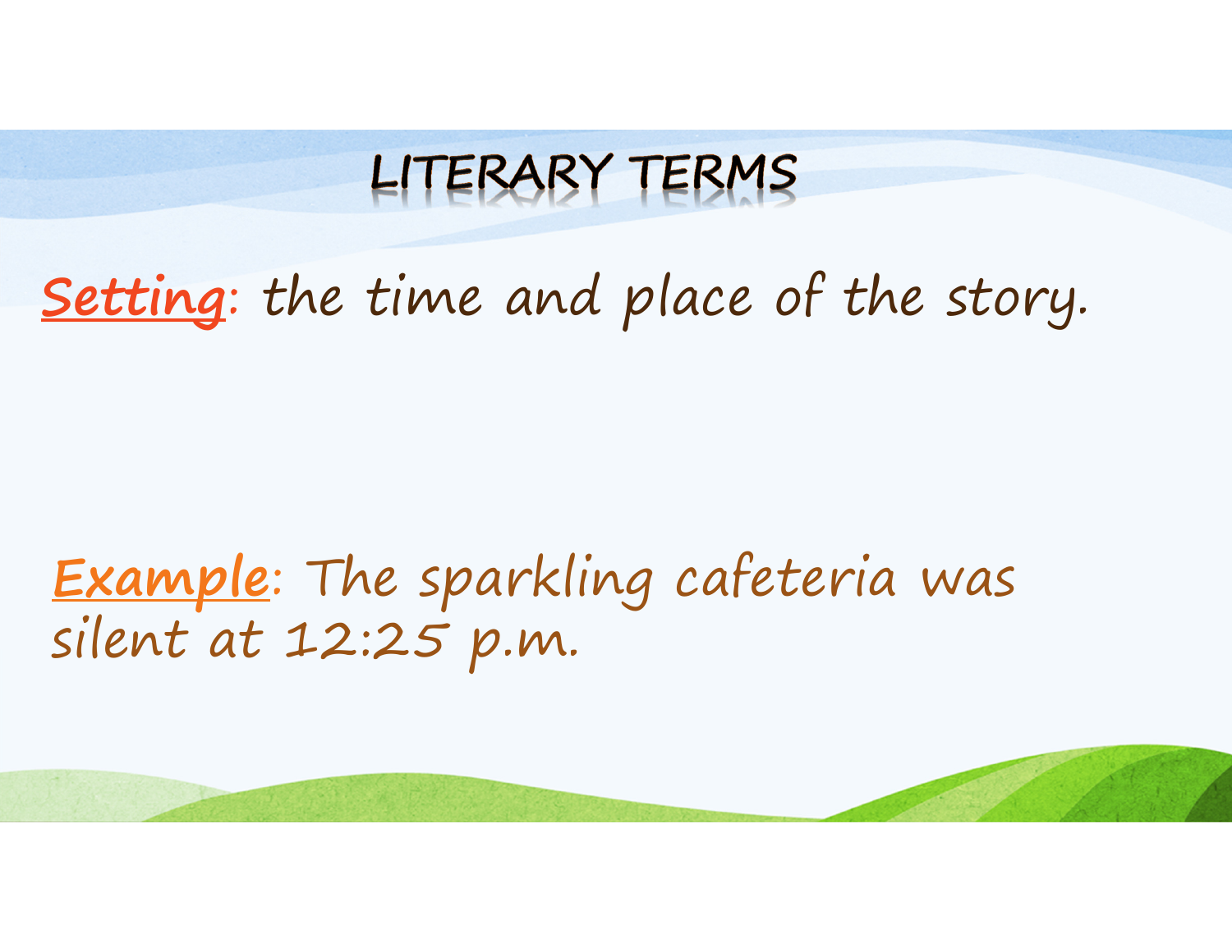# LITERARY TERMS

**Setting**: the time and place of the story.

**Example**: The sparkling cafeteria was silent at 12:25 p.m.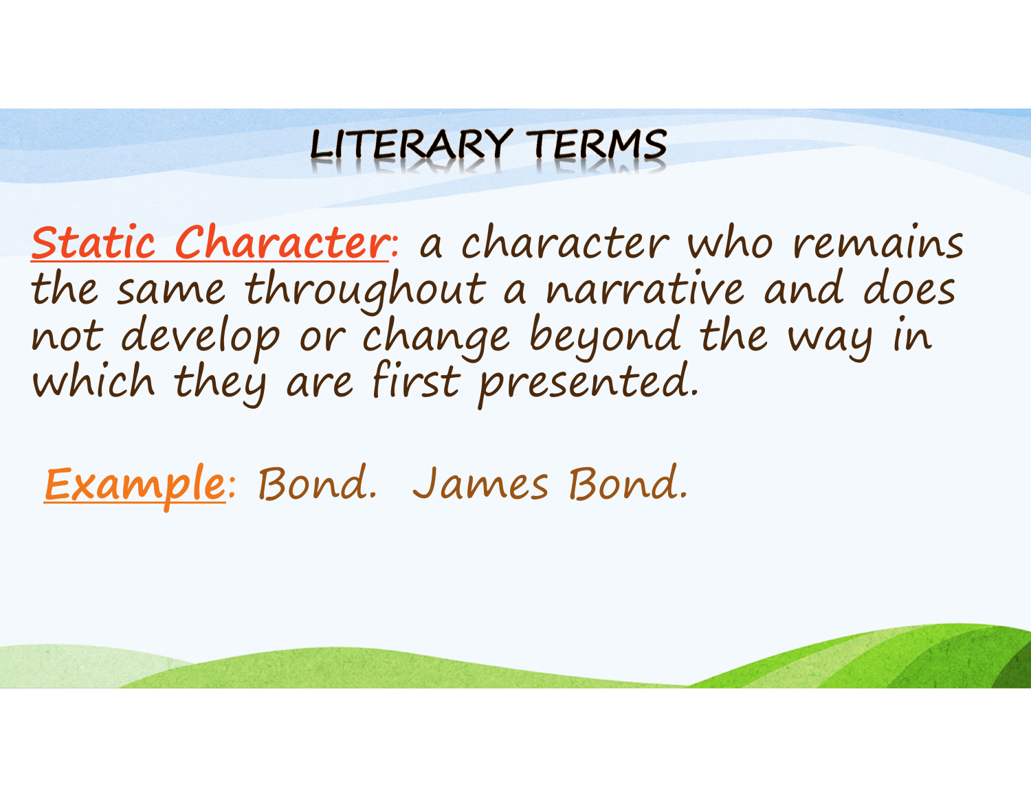# LITERARY TERMS

**Static Character**: a character who remains the same throughout a narrative and does not develop or change beyond the way in which they are first presented.

**Example**: Bond. James Bond.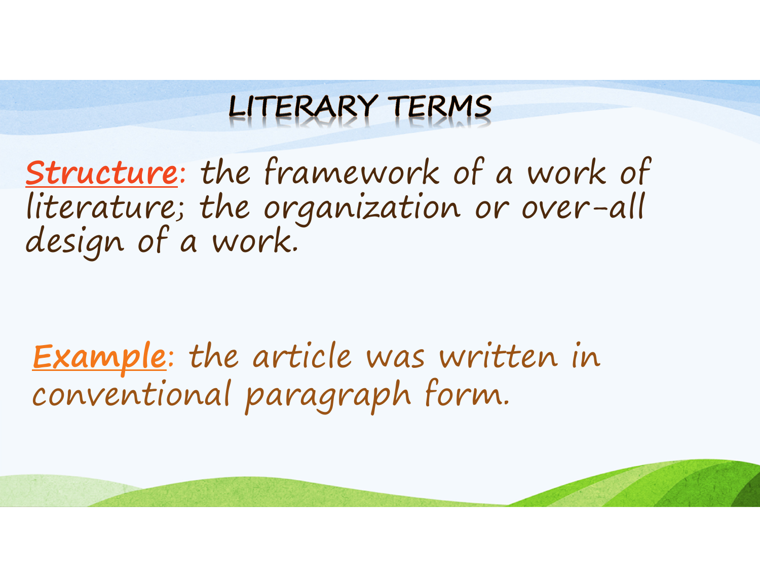# LITERARY TERMS

**Structure**: the framework of a work of literature; the organization or over-all design of a work.

**Example**: the article was written in conventional paragraph form.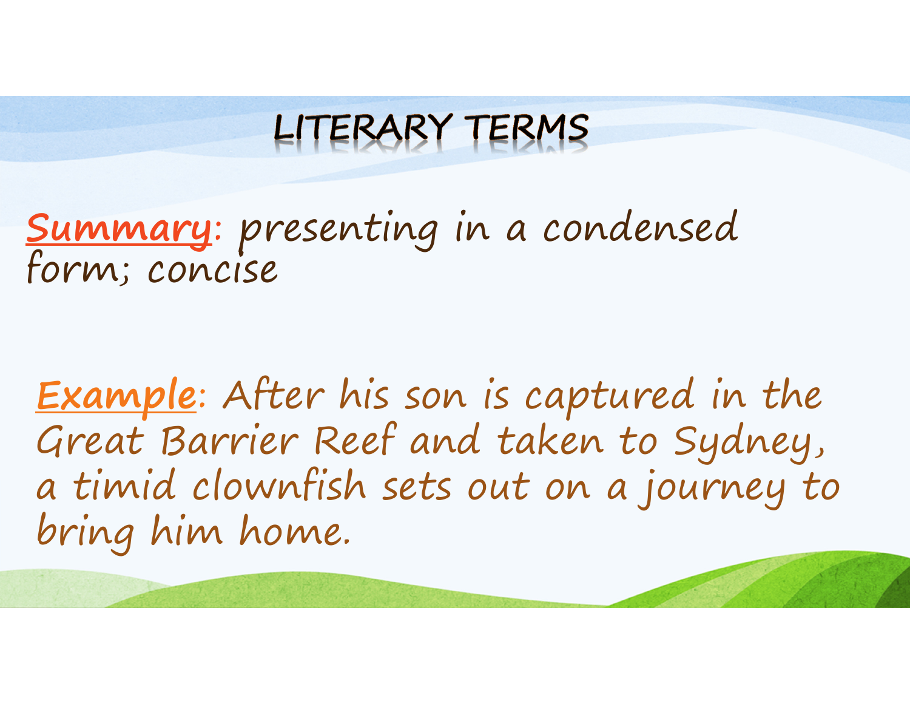# LITERARY TERMS

**Summary**: *presenting in a condensed form; concise*

**Example**: *After his son is captured in the Great Barrier Reef and taken to Sydney, a timid clownfish sets out on a journey to bring him home.*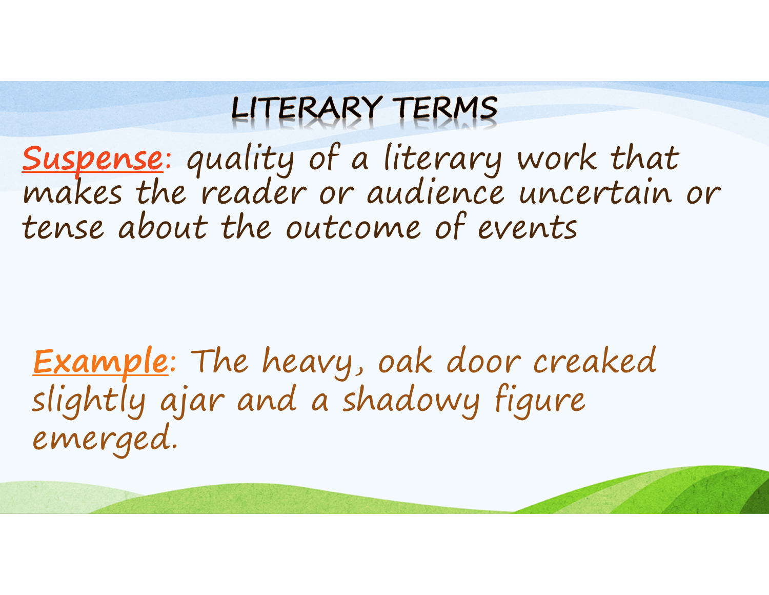# LITERARY TERMS

**Suspense**: quality of a literary work that makes the reader or audience uncertain or tense about the outcome of events

**Example**: The heavy, oak door creaked slightly ajar and a shadowy figure emerged.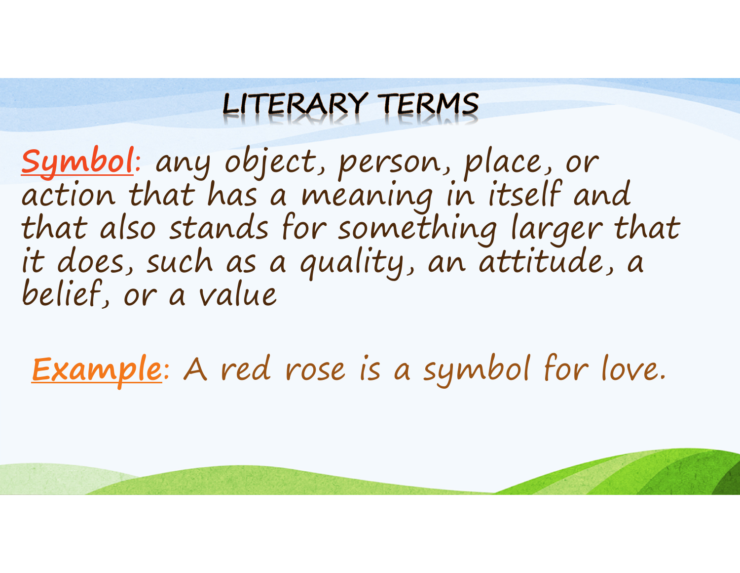# LITERARY TERMS

**Symbol**: any object, person, place, or action that has a meaning in itself and that also stands for something larger that it does, such as a quality, an attitude, a belief, or a value

**Example**: A red rose is a symbol for love.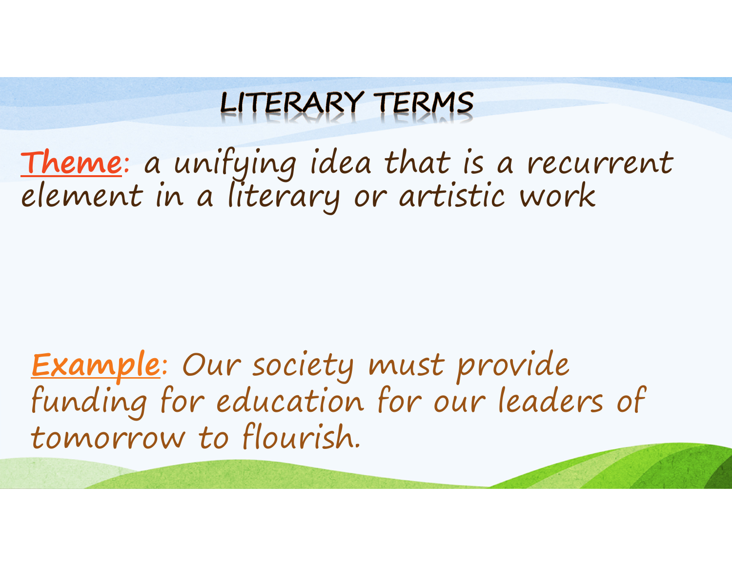# LITERARY TERMS

**Theme**: a unifying idea that is a recurrent element in a literary or artistic work

**Example**: *Our society must provide funding for education for our leaders of tomorrow to flourish.*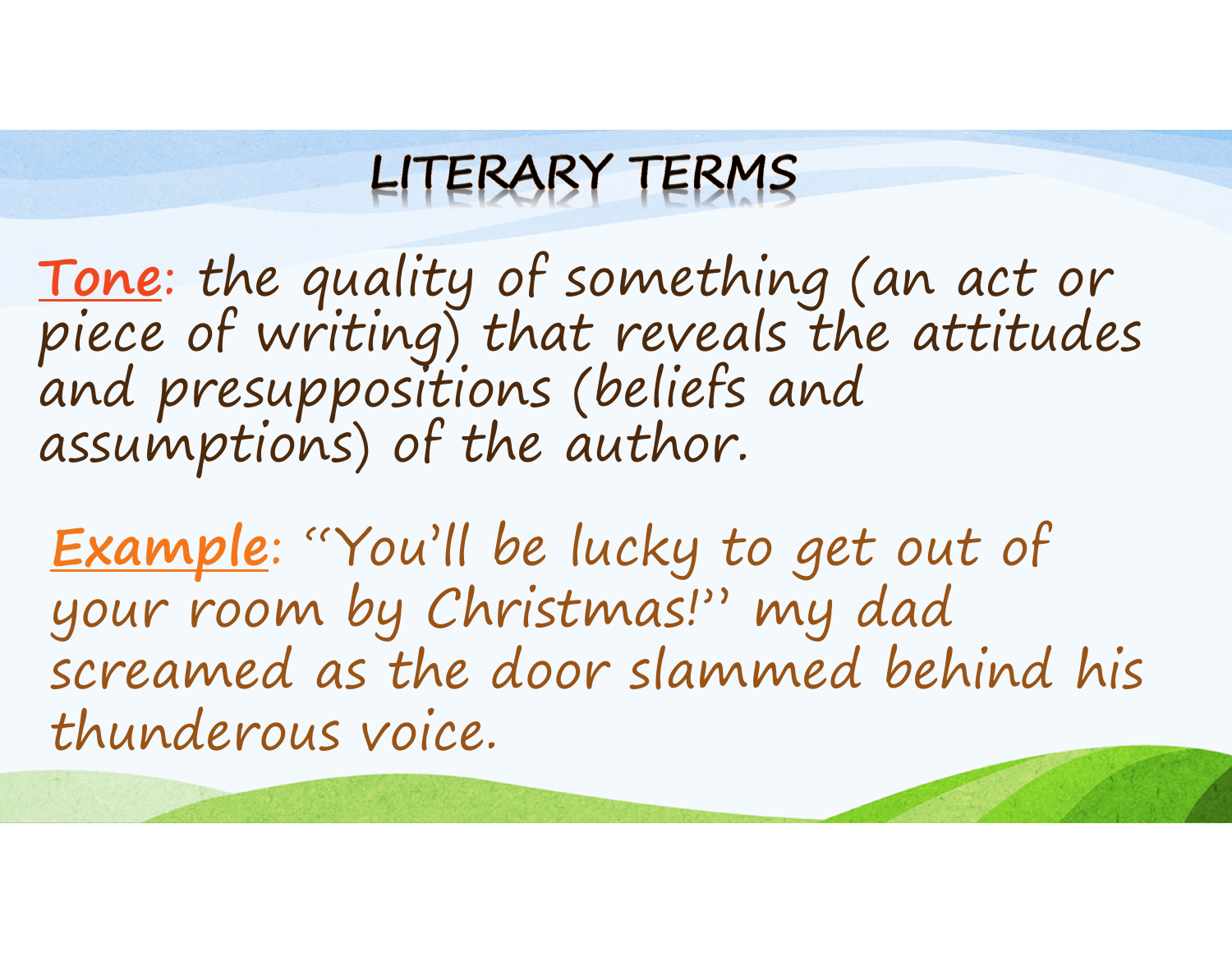# LITERARY TERMS

**Tone**: the quality of something (an act or piece of writing) that reveals the attitudes and presuppositions (beliefs and assumptions) of the author.

**Example**: "You'll be lucky to get out of your room by Christmas!" my dad screamed as the door slammed behind his thunderous voice.